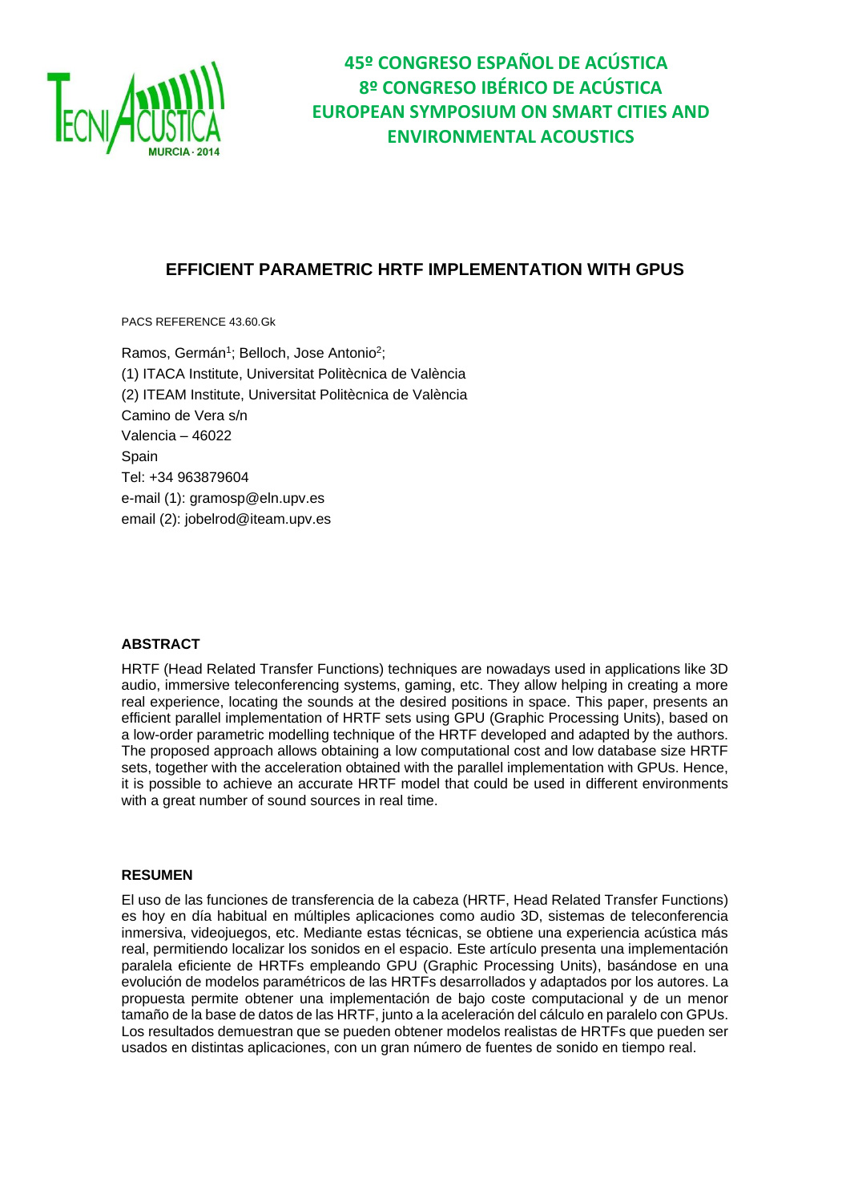**45º CONGRESO ESPAÑOL DE ACÚSTICA**
**8º CONGRESO IBÉRICO DE ACÚSTICA**
**EUROPEAN SYMPOSIUM ON SMART CITIES AND ENVIRONMENTAL ACOUSTICS**

# EFFICIENT PARAMETRIC HRTF IMPLEMENTATION WITH GPUS

PACS REFERENCE 43.60.Gk

Ramos, Germán[1]; Belloch, Jose Antonio[2];
(1) ITACA Institute, Universitat Politècnica de València
(2) ITEAM Institute, Universitat Politècnica de València
Camino de Vera s/n
Valencia – 46022
Spain
Tel: +34 963879604
e-mail (1): gramosp@eln.upv.es
email (2): jobelrod@iteam.upv.es

## ABSTRACT

HRTF (Head Related Transfer Functions) techniques are nowadays used in applications like 3D audio, immersive teleconferencing systems, gaming, etc. They allow helping in creating a more real experience, locating the sounds at the desired positions in space. This paper, presents an efficient parallel implementation of HRTF sets using GPU (Graphic Processing Units), based on a low-order parametric modelling technique of the HRTF developed and adapted by the authors. The proposed approach allows obtaining a low computational cost and low database size HRTF sets, together with the acceleration obtained with the parallel implementation with GPUs. Hence, it is possible to achieve an accurate HRTF model that could be used in different environments with a great number of sound sources in real time.

## RESUMEN

El uso de las funciones de transferencia de la cabeza (HRTF, Head Related Transfer Functions) es hoy en día habitual en múltiples aplicaciones como audio 3D, sistemas de teleconferencia inmersiva, videojuegos, etc. Mediante estas técnicas, se obtiene una experiencia acústica más real, permitiendo localizar los sonidos en el espacio. Este artículo presenta una implementación paralela eficiente de HRTFs empleando GPU (Graphic Processing Units), basándose en una evolución de modelos paramétricos de las HRTFs desarrollados y adaptados por los autores. La propuesta permite obtener una implementación de bajo coste computacional y de un menor tamaño de la base de datos de las HRTF, junto a la aceleración del cálculo en paralelo con GPUs. Los resultados demuestran que se pueden obtener modelos realistas de HRTFs que pueden ser usados en distintas aplicaciones, con un gran número de fuentes de sonido en tiempo real.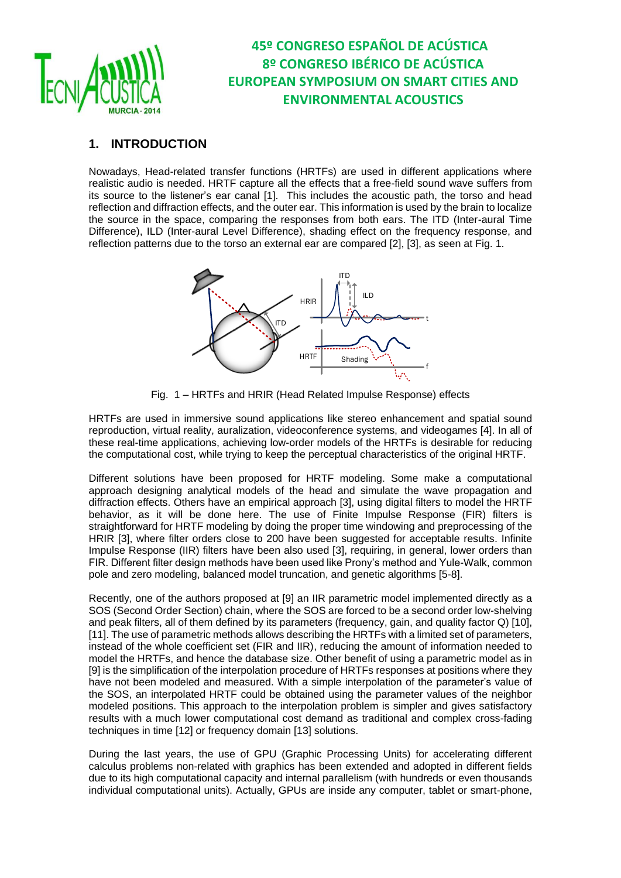## 1. INTRODUCTION

Nowadays, Head-related transfer functions (HRTFs) are used in different applications where realistic audio is needed. HRTF capture all the effects that a free-field sound wave suffers from its source to the listener's ear canal [1]. This includes the acoustic path, the torso and head reflection and diffraction effects, and the outer ear. This information is used by the brain to localize the source in the space, comparing the responses from both ears. The ITD (Inter-aural Time Difference), ILD (Inter-aural Level Difference), shading effect on the frequency response, and reflection patterns due to the torso an external ear are compared [2], [3], as seen at Fig. 1.

Fig. 1 – HRTFs and HRIR (Head Related Impulse Response) effects

HRTFs are used in immersive sound applications like stereo enhancement and spatial sound reproduction, virtual reality, auralization, videoconference systems, and videogames [4]. In all of these real-time applications, achieving low-order models of the HRTFs is desirable for reducing the computational cost, while trying to keep the perceptual characteristics of the original HRTF.

Different solutions have been proposed for HRTF modeling. Some make a computational approach designing analytical models of the head and simulate the wave propagation and diffraction effects. Others have an empirical approach [3], using digital filters to model the HRTF behavior, as it will be done here. The use of Finite Impulse Response (FIR) filters is straightforward for HRTF modeling by doing the proper time windowing and preprocessing of the HRIR [3], where filter orders close to 200 have been suggested for acceptable results. Infinite Impulse Response (IIR) filters have been also used [3], requiring, in general, lower orders than FIR. Different filter design methods have been used like Prony's method and Yule-Walk, common pole and zero modeling, balanced model truncation, and genetic algorithms [5-8].

Recently, one of the authors proposed at [9] an IIR parametric model implemented directly as a SOS (Second Order Section) chain, where the SOS are forced to be a second order low-shelving and peak filters, all of them defined by its parameters (frequency, gain, and quality factor Q) [10], [11]. The use of parametric methods allows describing the HRTFs with a limited set of parameters, instead of the whole coefficient set (FIR and IIR), reducing the amount of information needed to model the HRTFs, and hence the database size. Other benefit of using a parametric model as in [9] is the simplification of the interpolation procedure of HRTFs responses at positions where they have not been modeled and measured. With a simple interpolation of the parameter's value of the SOS, an interpolated HRTF could be obtained using the parameter values of the neighbor modeled positions. This approach to the interpolation problem is simpler and gives satisfactory results with a much lower computational cost demand as traditional and complex cross-fading techniques in time [12] or frequency domain [13] solutions.

During the last years, the use of GPU (Graphic Processing Units) for accelerating different calculus problems non-related with graphics has been extended and adopted in different fields due to its high computational capacity and internal parallelism (with hundreds or even thousands individual computational units). Actually, GPUs are inside any computer, tablet or smart-phone,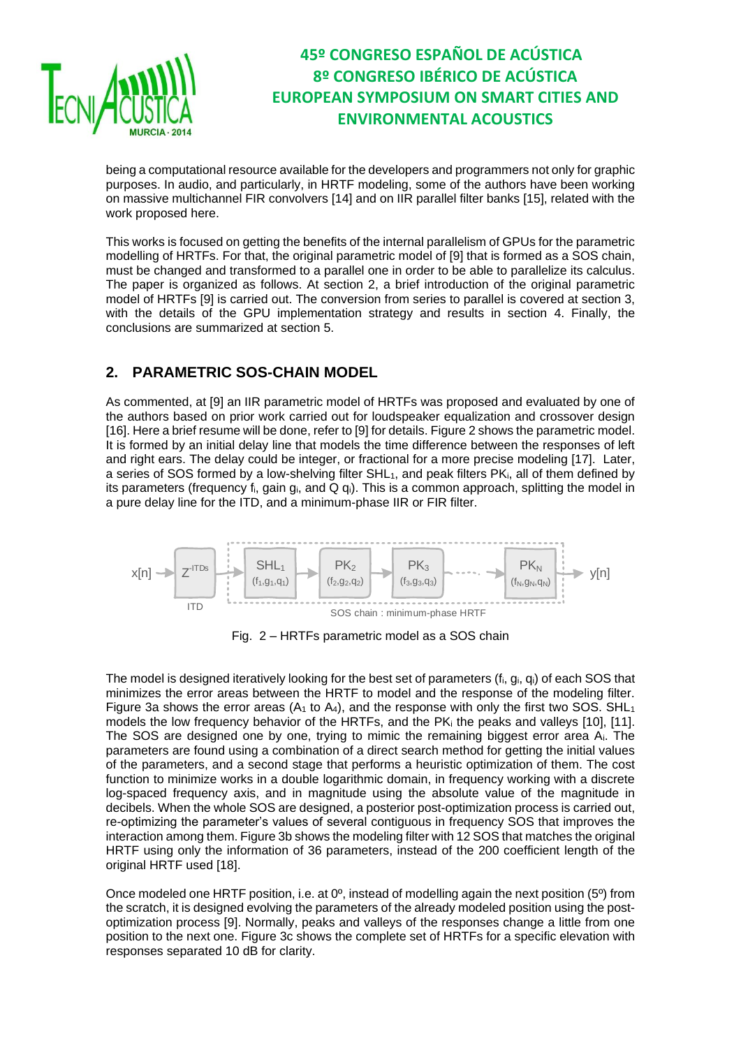being a computational resource available for the developers and programmers not only for graphic purposes. In audio, and particularly, in HRTF modeling, some of the authors have been working on massive multichannel FIR convolvers [14] and on IIR parallel filter banks [15], related with the work proposed here.

This works is focused on getting the benefits of the internal parallelism of GPUs for the parametric modelling of HRTFs. For that, the original parametric model of [9] that is formed as a SOS chain, must be changed and transformed to a parallel one in order to be able to parallelize its calculus. The paper is organized as follows. At section 2, a brief introduction of the original parametric model of HRTFs [9] is carried out. The conversion from series to parallel is covered at section 3, with the details of the GPU implementation strategy and results in section 4. Finally, the conclusions are summarized at section 5.

## 2. PARAMETRIC SOS-CHAIN MODEL

As commented, at [9] an IIR parametric model of HRTFs was proposed and evaluated by one of the authors based on prior work carried out for loudspeaker equalization and crossover design [16]. Here a brief resume will be done, refer to [9] for details. Figure 2 shows the parametric model. It is formed by an initial delay line that models the time difference between the responses of left and right ears. The delay could be integer, or fractional for a more precise modeling [17]. Later, a series of SOS formed by a low-shelving filter $SHL_1$, and peak filters $PK_i$, all of them defined by its parameters (frequency $f_i$, gain $g_i$, and Q $q_i$). This is a common approach, splitting the model in a pure delay line for the ITD, and a minimum-phase IIR or FIR filter.

x[n] → $Z^{-ITDs}$ (ITD) → $SHL_1$ $(f_1,g_1,q_1)$ → $PK_2$ $(f_2,g_2,q_2)$ → $PK_3$ $(f_3,g_3,q_3)$ → ⋯ → $PK_N$ $(f_N,g_N,q_N)$ → y[n]

SOS chain : minimum-phase HRTF

Fig. 2 – HRTFs parametric model as a SOS chain

The model is designed iteratively looking for the best set of parameters ($f_i$, $g_i$, $q_i$) of each SOS that minimizes the error areas between the HRTF to model and the response of the modeling filter. Figure 3a shows the error areas ($A_1$ to $A_4$), and the response with only the first two SOS. $SHL_1$ models the low frequency behavior of the HRTFs, and the $PK_i$ the peaks and valleys [10], [11]. The SOS are designed one by one, trying to mimic the remaining biggest error area $A_i$. The parameters are found using a combination of a direct search method for getting the initial values of the parameters, and a second stage that performs a heuristic optimization of them. The cost function to minimize works in a double logarithmic domain, in frequency working with a discrete log-spaced frequency axis, and in magnitude using the absolute value of the magnitude in decibels. When the whole SOS are designed, a posterior post-optimization process is carried out, re-optimizing the parameter's values of several contiguous in frequency SOS that improves the interaction among them. Figure 3b shows the modeling filter with 12 SOS that matches the original HRTF using only the information of 36 parameters, instead of the 200 coefficient length of the original HRTF used [18].

Once modeled one HRTF position, i.e. at 0º, instead of modelling again the next position (5º) from the scratch, it is designed evolving the parameters of the already modeled position using the post-optimization process [9]. Normally, peaks and valleys of the responses change a little from one position to the next one. Figure 3c shows the complete set of HRTFs for a specific elevation with responses separated 10 dB for clarity.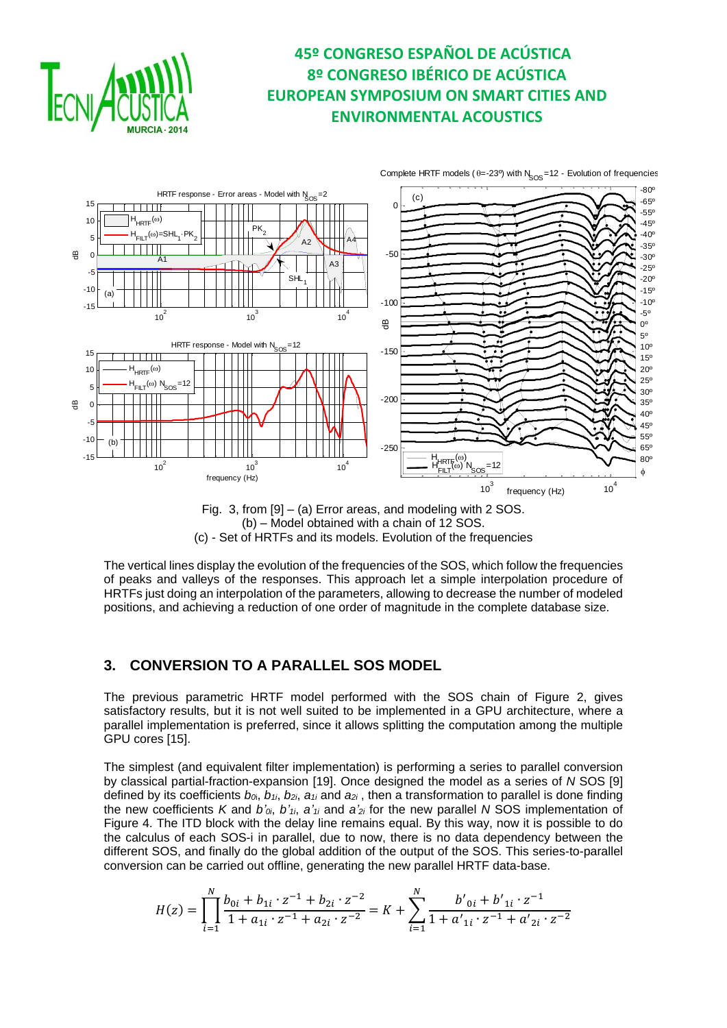Fig. 3, from [9] – (a) Error areas, and modeling with 2 SOS.
(b) – Model obtained with a chain of 12 SOS.
(c) - Set of HRTFs and its models. Evolution of the frequencies

The vertical lines display the evolution of the frequencies of the SOS, which follow the frequencies of peaks and valleys of the responses. This approach let a simple interpolation procedure of HRTFs just doing an interpolation of the parameters, allowing to decrease the number of modeled positions, and achieving a reduction of one order of magnitude in the complete database size.

## 3. CONVERSION TO A PARALLEL SOS MODEL

The previous parametric HRTF model performed with the SOS chain of Figure 2, gives satisfactory results, but it is not well suited to be implemented in a GPU architecture, where a parallel implementation is preferred, since it allows splitting the computation among the multiple GPU cores [15].

The simplest (and equivalent filter implementation) is performing a series to parallel conversion by classical partial-fraction-expansion [19]. Once designed the model as a series of $N$ SOS [9] defined by its coefficients $b_{0i}$, $b_{1i}$, $b_{2i}$, $a_{1i}$ and $a_{2i}$ , then a transformation to parallel is done finding the new coefficients $K$ and $b'_{0i}$, $b'_{1i}$, $a'_{1i}$ and $a'_{2i}$ for the new parallel $N$ SOS implementation of Figure 4. The ITD block with the delay line remains equal. By this way, now it is possible to do the calculus of each SOS-i in parallel, due to now, there is no data dependency between the different SOS, and finally do the global addition of the output of the SOS. This series-to-parallel conversion can be carried out offline, generating the new parallel HRTF data-base.

$$H(z) = \prod_{i=1}^{N} \frac{b_{0i} + b_{1i} \cdot z^{-1} + b_{2i} \cdot z^{-2}}{1 + a_{1i} \cdot z^{-1} + a_{2i} \cdot z^{-2}} = K + \sum_{i=1}^{N} \frac{b'_{0i} + b'_{1i} \cdot z^{-1}}{1 + a'_{1i} \cdot z^{-1} + a'_{2i} \cdot z^{-2}}$$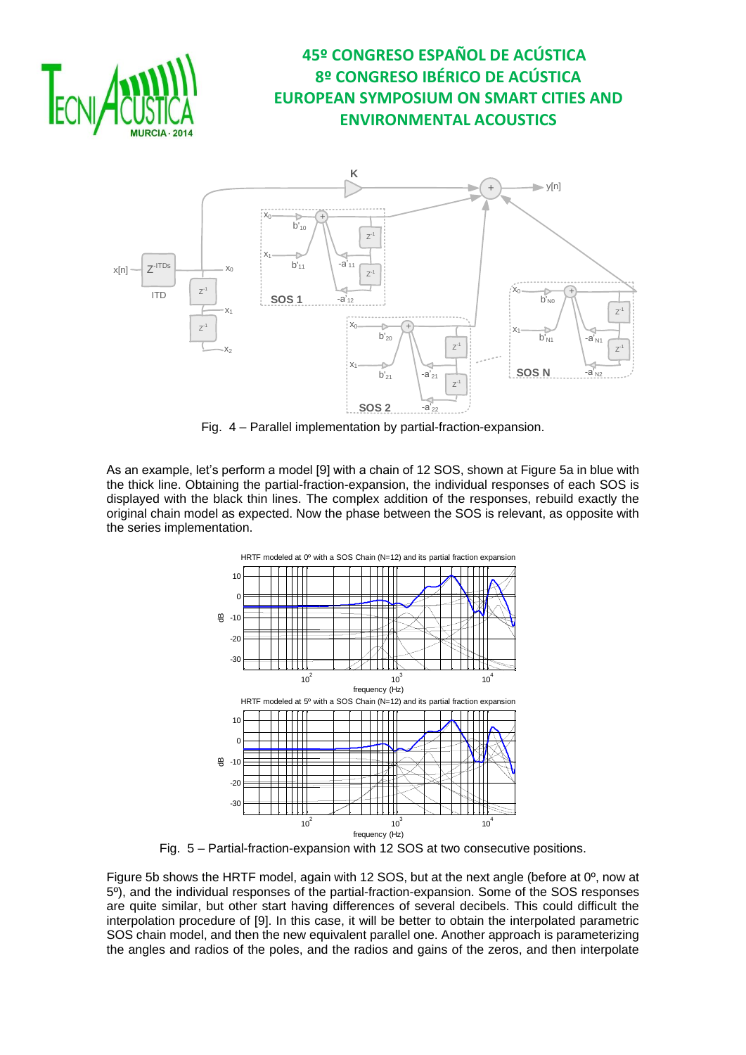Fig. 4 – Parallel implementation by partial-fraction-expansion.

As an example, let's perform a model [9] with a chain of 12 SOS, shown at Figure 5a in blue with the thick line. Obtaining the partial-fraction-expansion, the individual responses of each SOS is displayed with the black thin lines. The complex addition of the responses, rebuild exactly the original chain model as expected. Now the phase between the SOS is relevant, as opposite with the series implementation.

Fig. 5 – Partial-fraction-expansion with 12 SOS at two consecutive positions.

Figure 5b shows the HRTF model, again with 12 SOS, but at the next angle (before at 0º, now at 5º), and the individual responses of the partial-fraction-expansion. Some of the SOS responses are quite similar, but other start having differences of several decibels. This could difficult the interpolation procedure of [9]. In this case, it will be better to obtain the interpolated parametric SOS chain model, and then the new equivalent parallel one. Another approach is parameterizing the angles and radios of the poles, and the radios and gains of the zeros, and then interpolate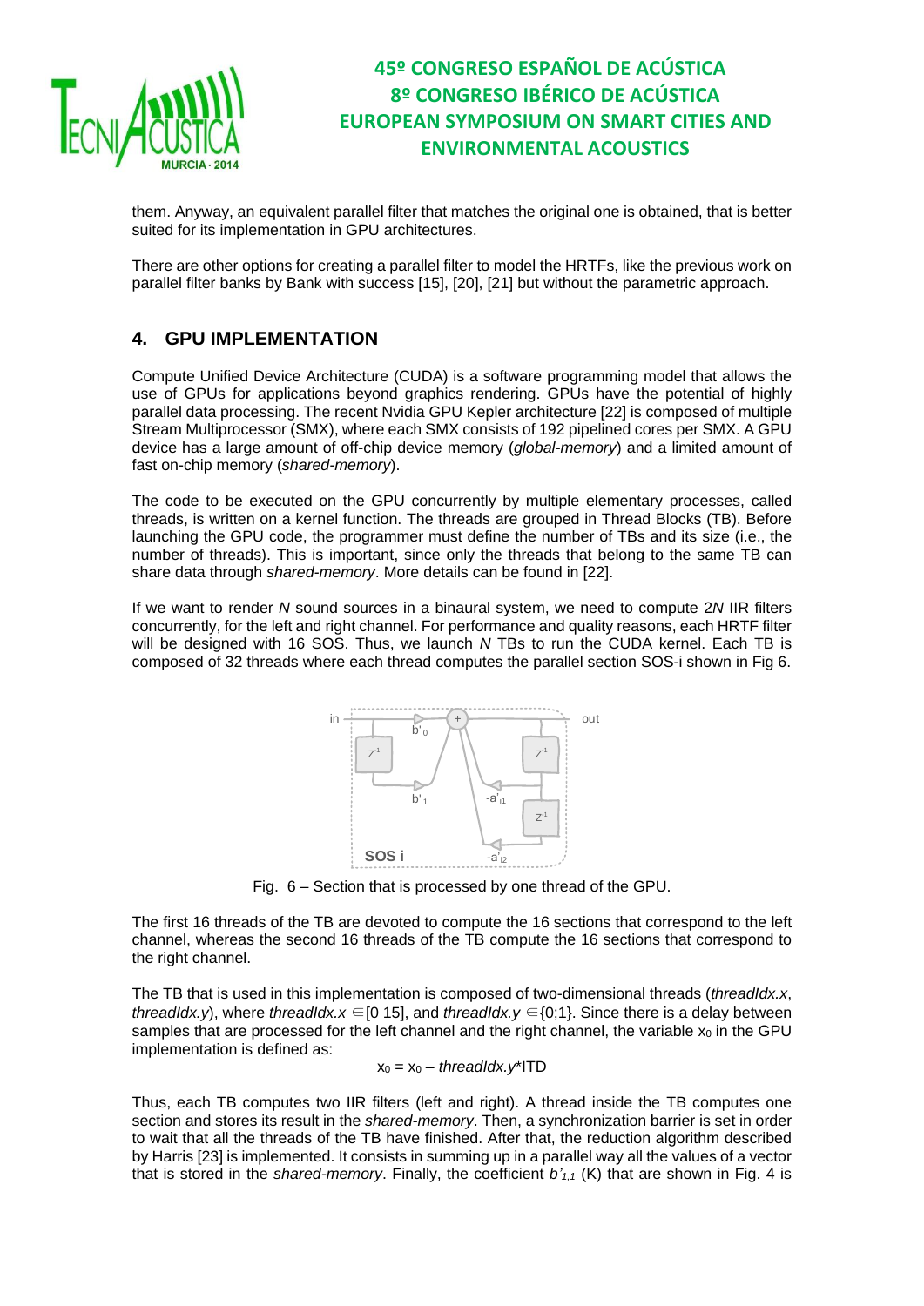them. Anyway, an equivalent parallel filter that matches the original one is obtained, that is better suited for its implementation in GPU architectures.

There are other options for creating a parallel filter to model the HRTFs, like the previous work on parallel filter banks by Bank with success [15], [20], [21] but without the parametric approach.

## 4. GPU IMPLEMENTATION

Compute Unified Device Architecture (CUDA) is a software programming model that allows the use of GPUs for applications beyond graphics rendering. GPUs have the potential of highly parallel data processing. The recent Nvidia GPU Kepler architecture [22] is composed of multiple Stream Multiprocessor (SMX), where each SMX consists of 192 pipelined cores per SMX. A GPU device has a large amount of off-chip device memory (*global-memory*) and a limited amount of fast on-chip memory (*shared-memory*).

The code to be executed on the GPU concurrently by multiple elementary processes, called threads, is written on a kernel function. The threads are grouped in Thread Blocks (TB). Before launching the GPU code, the programmer must define the number of TBs and its size (i.e., the number of threads). This is important, since only the threads that belong to the same TB can share data through *shared-memory*. More details can be found in [22].

If we want to render $N$ sound sources in a binaural system, we need to compute $2N$ IIR filters concurrently, for the left and right channel. For performance and quality reasons, each HRTF filter will be designed with 16 SOS. Thus, we launch $N$ TBs to run the CUDA kernel. Each TB is composed of 32 threads where each thread computes the parallel section SOS-i shown in Fig 6.

Fig. 6 – Section that is processed by one thread of the GPU.

The first 16 threads of the TB are devoted to compute the 16 sections that correspond to the left channel, whereas the second 16 threads of the TB compute the 16 sections that correspond to the right channel.

The TB that is used in this implementation is composed of two-dimensional threads (*threadIdx.x*, *threadIdx.y*), where *threadIdx.x* $\in$[0 15], and *threadIdx.y* $\in${0;1}. Since there is a delay between samples that are processed for the left channel and the right channel, the variable $x_0$ in the GPU implementation is defined as:

$$x_0 = x_0 - threadIdx.y * \mathrm{ITD}$$

Thus, each TB computes two IIR filters (left and right). A thread inside the TB computes one section and stores its result in the *shared-memory*. Then, a synchronization barrier is set in order to wait that all the threads of the TB have finished. After that, the reduction algorithm described by Harris [23] is implemented. It consists in summing up in a parallel way all the values of a vector that is stored in the *shared-memory*. Finally, the coefficient $b'_{1,1}$ (K) that are shown in Fig. 4 is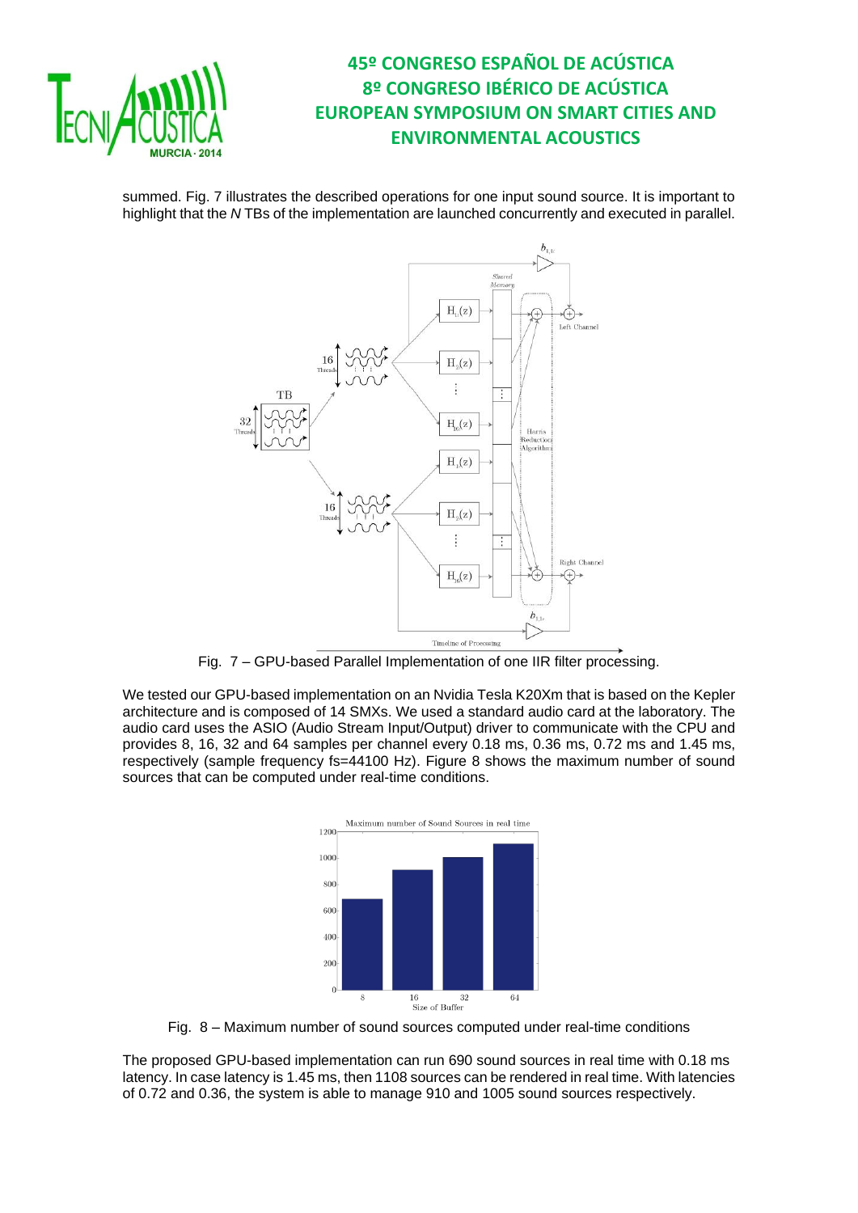summed. Fig. 7 illustrates the described operations for one input sound source. It is important to highlight that the *N* TBs of the implementation are launched concurrently and executed in parallel.

Fig. 7 – GPU-based Parallel Implementation of one IIR filter processing.

We tested our GPU-based implementation on an Nvidia Tesla K20Xm that is based on the Kepler architecture and is composed of 14 SMXs. We used a standard audio card at the laboratory. The audio card uses the ASIO (Audio Stream Input/Output) driver to communicate with the CPU and provides 8, 16, 32 and 64 samples per channel every 0.18 ms, 0.36 ms, 0.72 ms and 1.45 ms, respectively (sample frequency fs=44100 Hz). Figure 8 shows the maximum number of sound sources that can be computed under real-time conditions.

Fig. 8 – Maximum number of sound sources computed under real-time conditions

The proposed GPU-based implementation can run 690 sound sources in real time with 0.18 ms latency. In case latency is 1.45 ms, then 1108 sources can be rendered in real time. With latencies of 0.72 and 0.36, the system is able to manage 910 and 1005 sound sources respectively.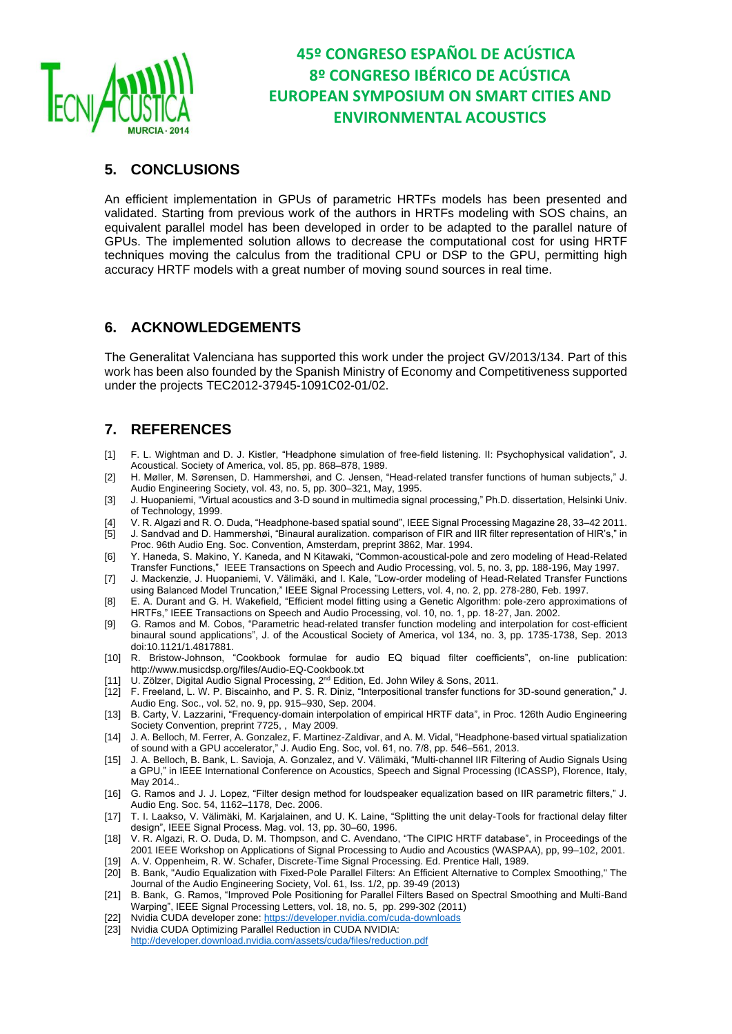## 5. CONCLUSIONS

An efficient implementation in GPUs of parametric HRTFs models has been presented and validated. Starting from previous work of the authors in HRTFs modeling with SOS chains, an equivalent parallel model has been developed in order to be adapted to the parallel nature of GPUs. The implemented solution allows to decrease the computational cost for using HRTF techniques moving the calculus from the traditional CPU or DSP to the GPU, permitting high accuracy HRTF models with a great number of moving sound sources in real time.

## 6. ACKNOWLEDGEMENTS

The Generalitat Valenciana has supported this work under the project GV/2013/134. Part of this work has been also founded by the Spanish Ministry of Economy and Competitiveness supported under the projects TEC2012-37945-1091C02-01/02.

## 7. REFERENCES

[1] F. L. Wightman and D. J. Kistler, "Headphone simulation of free-field listening. II: Psychophysical validation", J. Acoustical. Society of America, vol. 85, pp. 868–878, 1989.

[2] H. Møller, M. Sørensen, D. Hammershøi, and C. Jensen, "Head-related transfer functions of human subjects," J. Audio Engineering Society, vol. 43, no. 5, pp. 300–321, May, 1995.

[3] J. Huopaniemi, "Virtual acoustics and 3-D sound in multimedia signal processing," Ph.D. dissertation, Helsinki Univ. of Technology, 1999.

[4] V. R. Algazi and R. O. Duda, "Headphone-based spatial sound", IEEE Signal Processing Magazine 28, 33–42 2011.

[5] J. Sandvad and D. Hammershøi, "Binaural auralization. comparison of FIR and IIR filter representation of HIR's," in Proc. 96th Audio Eng. Soc. Convention, Amsterdam, preprint 3862, Mar. 1994.

[6] Y. Haneda, S. Makino, Y. Kaneda, and N Kitawaki, "Common-acoustical-pole and zero modeling of Head-Related Transfer Functions," IEEE Transactions on Speech and Audio Processing, vol. 5, no. 3, pp. 188-196, May 1997.

[7] J. Mackenzie, J. Huopaniemi, V. Välimäki, and I. Kale, "Low-order modeling of Head-Related Transfer Functions using Balanced Model Truncation," IEEE Signal Processing Letters, vol. 4, no. 2, pp. 278-280, Feb. 1997.

[8] E. A. Durant and G. H. Wakefield, "Efficient model fitting using a Genetic Algorithm: pole-zero approximations of HRTFs," IEEE Transactions on Speech and Audio Processing, vol. 10, no. 1, pp. 18-27, Jan. 2002.

[9] G. Ramos and M. Cobos, "Parametric head-related transfer function modeling and interpolation for cost-efficient binaural sound applications", J. of the Acoustical Society of America, vol 134, no. 3, pp. 1735-1738, Sep. 2013 doi:10.1121/1.4817881.

[10] R. Bristow-Johnson, "Cookbook formulae for audio EQ biquad filter coefficients", on-line publication: http://www.musicdsp.org/files/Audio-EQ-Cookbook.txt

[11] U. Zölzer, Digital Audio Signal Processing, 2nd Edition, Ed. John Wiley & Sons, 2011.

[12] F. Freeland, L. W. P. Biscainho, and P. S. R. Diniz, "Interpositional transfer functions for 3D-sound generation," J. Audio Eng. Soc., vol. 52, no. 9, pp. 915–930, Sep. 2004.

[13] B. Carty, V. Lazzarini, "Frequency-domain interpolation of empirical HRTF data", in Proc. 126th Audio Engineering Society Convention, preprint 7725, , May 2009.

[14] J. A. Belloch, M. Ferrer, A. Gonzalez, F. Martinez-Zaldivar, and A. M. Vidal, "Headphone-based virtual spatialization of sound with a GPU accelerator," J. Audio Eng. Soc, vol. 61, no. 7/8, pp. 546–561, 2013.

[15] J. A. Belloch, B. Bank, L. Savioja, A. Gonzalez, and V. Välimäki, "Multi-channel IIR Filtering of Audio Signals Using a GPU," in IEEE International Conference on Acoustics, Speech and Signal Processing (ICASSP), Florence, Italy, May 2014..

[16] G. Ramos and J. J. Lopez, "Filter design method for loudspeaker equalization based on IIR parametric filters," J. Audio Eng. Soc. 54, 1162–1178, Dec. 2006.

[17] T. I. Laakso, V. Välimäki, M. Karjalainen, and U. K. Laine, "Splitting the unit delay-Tools for fractional delay filter design", IEEE Signal Process. Mag. vol. 13, pp. 30–60, 1996.

[18] V. R. Algazi, R. O. Duda, D. M. Thompson, and C. Avendano, "The CIPIC HRTF database", in Proceedings of the 2001 IEEE Workshop on Applications of Signal Processing to Audio and Acoustics (WASPAA), pp, 99–102, 2001.

[19] A. V. Oppenheim, R. W. Schafer, Discrete-Time Signal Processing. Ed. Prentice Hall, 1989.

[20] B. Bank, "Audio Equalization with Fixed-Pole Parallel Filters: An Efficient Alternative to Complex Smoothing," The Journal of the Audio Engineering Society, Vol. 61, Iss. 1/2, pp. 39-49 (2013)

[21] B. Bank, G. Ramos, "Improved Pole Positioning for Parallel Filters Based on Spectral Smoothing and Multi-Band Warping", IEEE Signal Processing Letters, vol. 18, no. 5, pp. 299-302 (2011)

[22] Nvidia CUDA developer zone: https://developer.nvidia.com/cuda-downloads

[23] Nvidia CUDA Optimizing Parallel Reduction in CUDA NVIDIA: http://developer.download.nvidia.com/assets/cuda/files/reduction.pdf